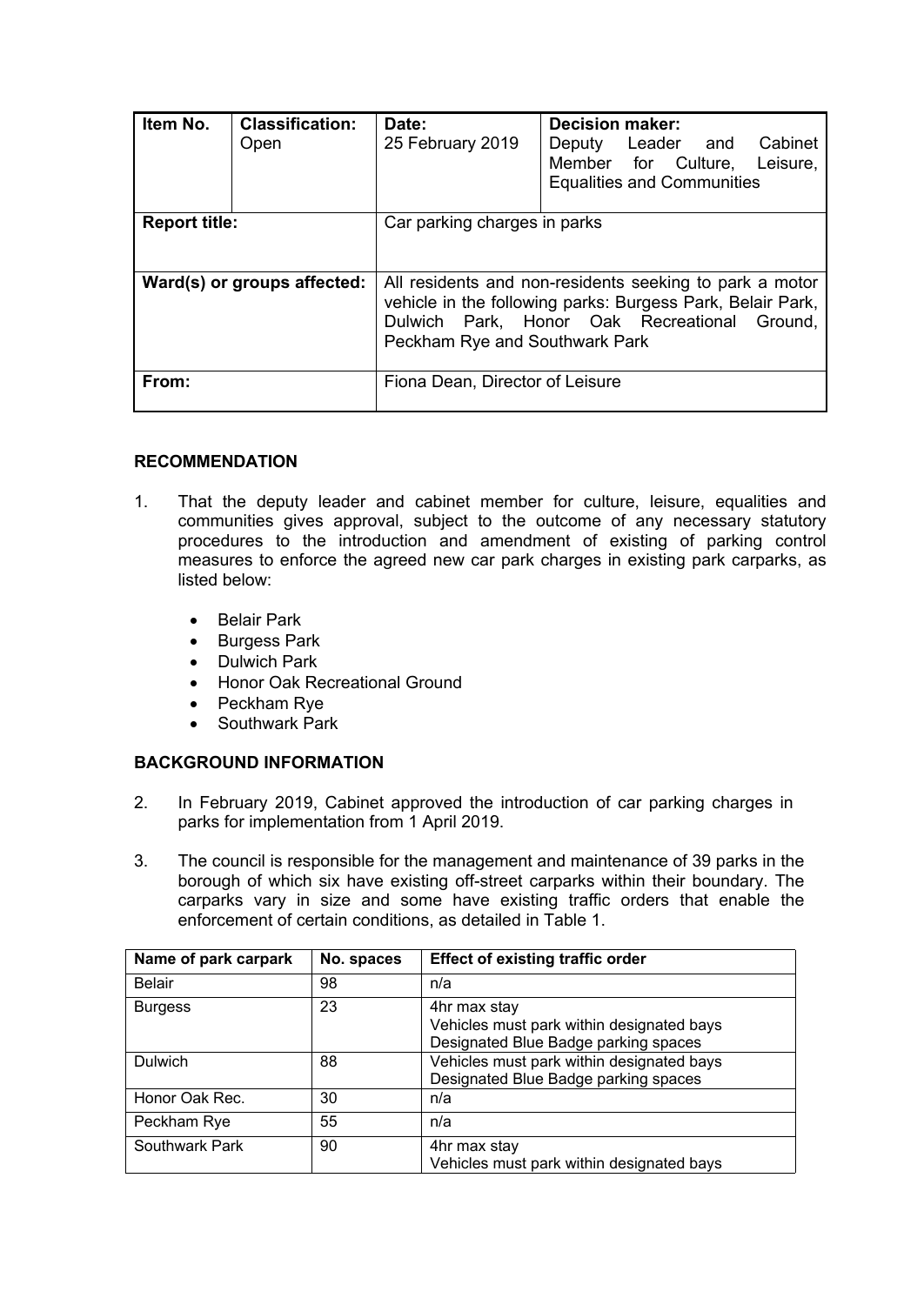| Item No. | Classification: Open | Date: 25 February 2019 | Decision maker: Deputy Leader and Cabinet Member for Culture, Leisure, Equalities and Communities |
|---|---|---|---|
| Report title: | | Car parking charges in parks | |
| Ward(s) or groups affected: | | All residents and non-residents seeking to park a motor vehicle in the following parks: Burgess Park, Belair Park, Dulwich Park, Honor Oak Recreational Ground, Peckham Rye and Southwark Park | |
| From: | | Fiona Dean, Director of Leisure | |

## RECOMMENDATION

1. That the deputy leader and cabinet member for culture, leisure, equalities and communities gives approval, subject to the outcome of any necessary statutory procedures to the introduction and amendment of existing of parking control measures to enforce the agreed new car park charges in existing park carparks, as listed below:

   - Belair Park
   - Burgess Park
   - Dulwich Park
   - Honor Oak Recreational Ground
   - Peckham Rye
   - Southwark Park

## BACKGROUND INFORMATION

2. In February 2019, Cabinet approved the introduction of car parking charges in parks for implementation from 1 April 2019.

3. The council is responsible for the management and maintenance of 39 parks in the borough of which six have existing off-street carparks within their boundary. The carparks vary in size and some have existing traffic orders that enable the enforcement of certain conditions, as detailed in Table 1.

| Name of park carpark | No. spaces | Effect of existing traffic order |
|---|---|---|
| Belair | 98 | n/a |
| Burgess | 23 | 4hr max stay<br>Vehicles must park within designated bays<br>Designated Blue Badge parking spaces |
| Dulwich | 88 | Vehicles must park within designated bays<br>Designated Blue Badge parking spaces |
| Honor Oak Rec. | 30 | n/a |
| Peckham Rye | 55 | n/a |
| Southwark Park | 90 | 4hr max stay<br>Vehicles must park within designated bays |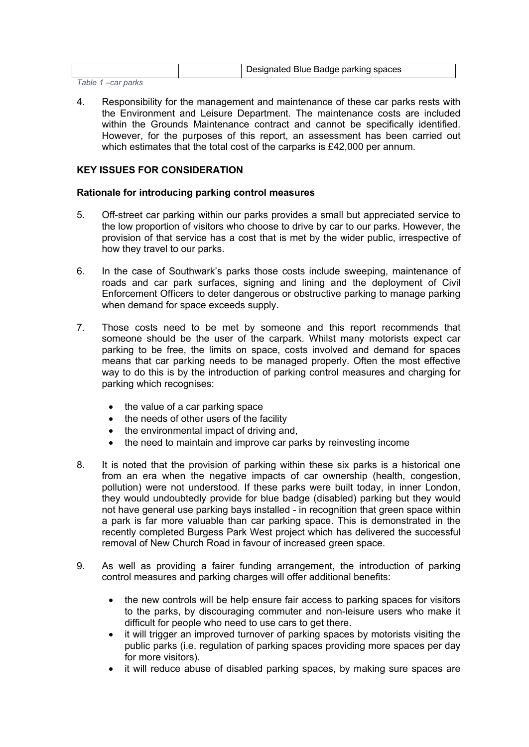| | | Designated Blue Badge parking spaces |
|---|---|---|

*Table 1 –car parks*

4. Responsibility for the management and maintenance of these car parks rests with the Environment and Leisure Department. The maintenance costs are included within the Grounds Maintenance contract and cannot be specifically identified. However, for the purposes of this report, an assessment has been carried out which estimates that the total cost of the carparks is £42,000 per annum.

**KEY ISSUES FOR CONSIDERATION**

**Rationale for introducing parking control measures**

5. Off-street car parking within our parks provides a small but appreciated service to the low proportion of visitors who choose to drive by car to our parks. However, the provision of that service has a cost that is met by the wider public, irrespective of how they travel to our parks.

6. In the case of Southwark's parks those costs include sweeping, maintenance of roads and car park surfaces, signing and lining and the deployment of Civil Enforcement Officers to deter dangerous or obstructive parking to manage parking when demand for space exceeds supply.

7. Those costs need to be met by someone and this report recommends that someone should be the user of the carpark. Whilst many motorists expect car parking to be free, the limits on space, costs involved and demand for spaces means that car parking needs to be managed properly. Often the most effective way to do this is by the introduction of parking control measures and charging for parking which recognises:

   - the value of a car parking space
   - the needs of other users of the facility
   - the environmental impact of driving and,
   - the need to maintain and improve car parks by reinvesting income

8. It is noted that the provision of parking within these six parks is a historical one from an era when the negative impacts of car ownership (health, congestion, pollution) were not understood. If these parks were built today, in inner London, they would undoubtedly provide for blue badge (disabled) parking but they would not have general use parking bays installed - in recognition that green space within a park is far more valuable than car parking space. This is demonstrated in the recently completed Burgess Park West project which has delivered the successful removal of New Church Road in favour of increased green space.

9. As well as providing a fairer funding arrangement, the introduction of parking control measures and parking charges will offer additional benefits:

   - the new controls will be help ensure fair access to parking spaces for visitors to the parks, by discouraging commuter and non-leisure users who make it difficult for people who need to use cars to get there.
   - it will trigger an improved turnover of parking spaces by motorists visiting the public parks (i.e. regulation of parking spaces providing more spaces per day for more visitors).
   - it will reduce abuse of disabled parking spaces, by making sure spaces are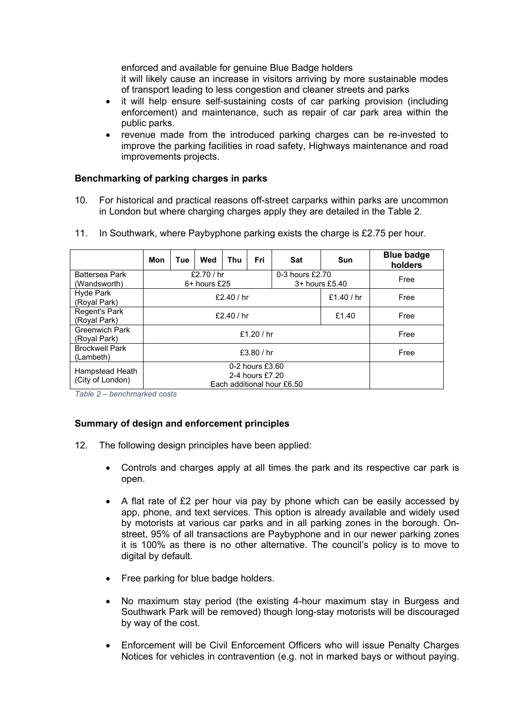enforced and available for genuine Blue Badge holders
it will likely cause an increase in visitors arriving by more sustainable modes of transport leading to less congestion and cleaner streets and parks

- it will help ensure self-sustaining costs of car parking provision (including enforcement) and maintenance, such as repair of car park area within the public parks.
- revenue made from the introduced parking charges can be re-invested to improve the parking facilities in road safety, Highways maintenance and road improvements projects.

**Benchmarking of parking charges in parks**

10. For historical and practical reasons off-street carparks within parks are uncommon in London but where charging charges apply they are detailed in the Table 2.

11. In Southwark, where Paybyphone parking exists the charge is £2.75 per hour.

| | Mon | Tue | Wed | Thu | Fri | Sat | Sun | Blue badge holders |
|---|---|---|---|---|---|---|---|---|
| Battersea Park (Wandsworth) | £2.70 / hr<br>6+ hours £25 | | | | | 0-3 hours £2.70<br>3+ hours £5.40 | | Free |
| Hyde Park (Royal Park) | £2.40 / hr | | | | | | £1.40 / hr | Free |
| Regent's Park (Royal Park) | £2.40 / hr | | | | | | £1.40 | Free |
| Greenwich Park (Royal Park) | £1.20 / hr | | | | | | | Free |
| Brockwell Park (Lambeth) | £3.80 / hr | | | | | | | Free |
| Hampstead Heath (City of London) | 0-2 hours £3.60<br>2-4 hours £7.20<br>Each additional hour £6.50 | | | | | | | |

*Table 2 – benchmarked costs*

**Summary of design and enforcement principles**

12. The following design principles have been applied:

- Controls and charges apply at all times the park and its respective car park is open.

- A flat rate of £2 per hour via pay by phone which can be easily accessed by app, phone, and text services. This option is already available and widely used by motorists at various car parks and in all parking zones in the borough. On-street, 95% of all transactions are Paybyphone and in our newer parking zones it is 100% as there is no other alternative. The council's policy is to move to digital by default.

- Free parking for blue badge holders.

- No maximum stay period (the existing 4-hour maximum stay in Burgess and Southwark Park will be removed) though long-stay motorists will be discouraged by way of the cost.

- Enforcement will be Civil Enforcement Officers who will issue Penalty Charges Notices for vehicles in contravention (e.g. not in marked bays or without paying.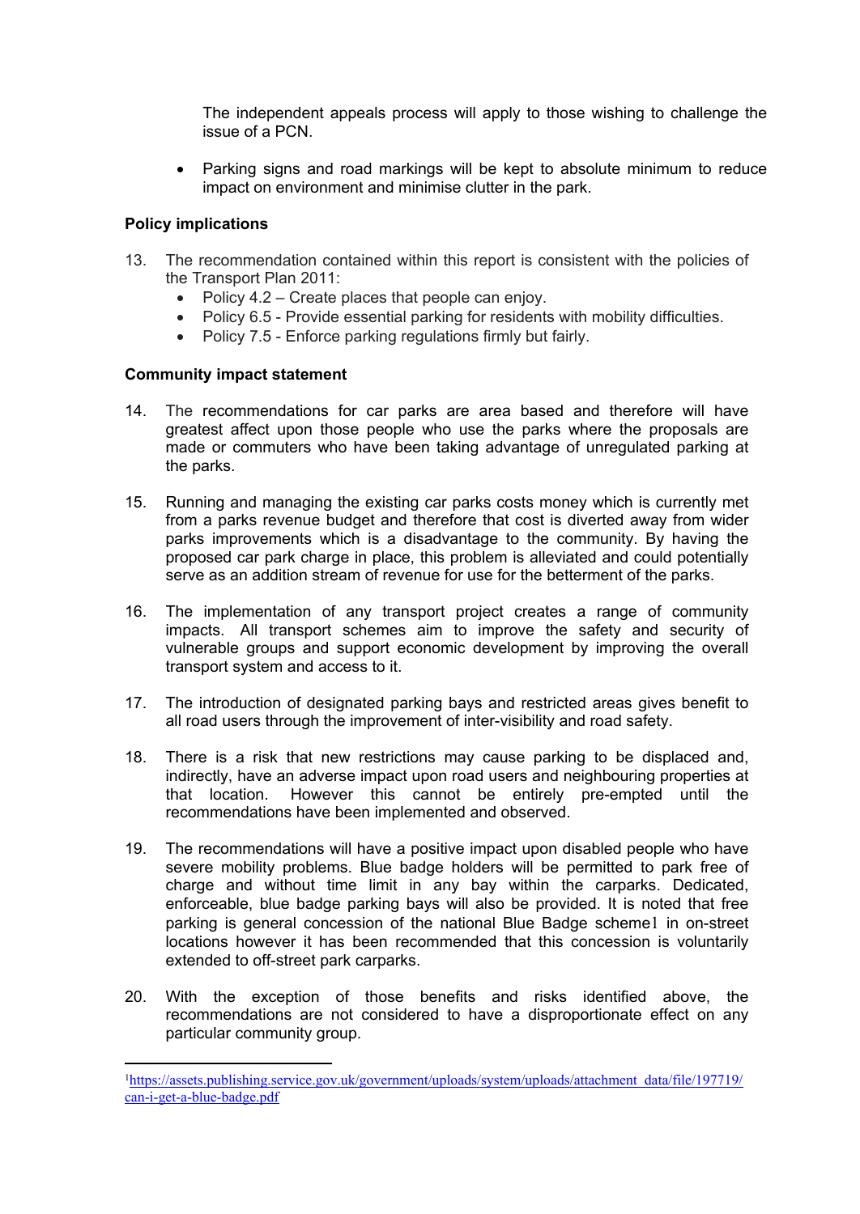The independent appeals process will apply to those wishing to challenge the issue of a PCN.

- Parking signs and road markings will be kept to absolute minimum to reduce impact on environment and minimise clutter in the park.

**Policy implications**

13. The recommendation contained within this report is consistent with the policies of the Transport Plan 2011:
    - Policy 4.2 – Create places that people can enjoy.
    - Policy 6.5 - Provide essential parking for residents with mobility difficulties.
    - Policy 7.5 - Enforce parking regulations firmly but fairly.

**Community impact statement**

14. The recommendations for car parks are area based and therefore will have greatest affect upon those people who use the parks where the proposals are made or commuters who have been taking advantage of unregulated parking at the parks.

15. Running and managing the existing car parks costs money which is currently met from a parks revenue budget and therefore that cost is diverted away from wider parks improvements which is a disadvantage to the community. By having the proposed car park charge in place, this problem is alleviated and could potentially serve as an addition stream of revenue for use for the betterment of the parks.

16. The implementation of any transport project creates a range of community impacts. All transport schemes aim to improve the safety and security of vulnerable groups and support economic development by improving the overall transport system and access to it.

17. The introduction of designated parking bays and restricted areas gives benefit to all road users through the improvement of inter-visibility and road safety.

18. There is a risk that new restrictions may cause parking to be displaced and, indirectly, have an adverse impact upon road users and neighbouring properties at that location. However this cannot be entirely pre-empted until the recommendations have been implemented and observed.

19. The recommendations will have a positive impact upon disabled people who have severe mobility problems. Blue badge holders will be permitted to park free of charge and without time limit in any bay within the carparks. Dedicated, enforceable, blue badge parking bays will also be provided. It is noted that free parking is general concession of the national Blue Badge scheme[1] in on-street locations however it has been recommended that this concession is voluntarily extended to off-street park carparks.

20. With the exception of those benefits and risks identified above, the recommendations are not considered to have a disproportionate effect on any particular community group.

---

[1] https://assets.publishing.service.gov.uk/government/uploads/system/uploads/attachment_data/file/197719/can-i-get-a-blue-badge.pdf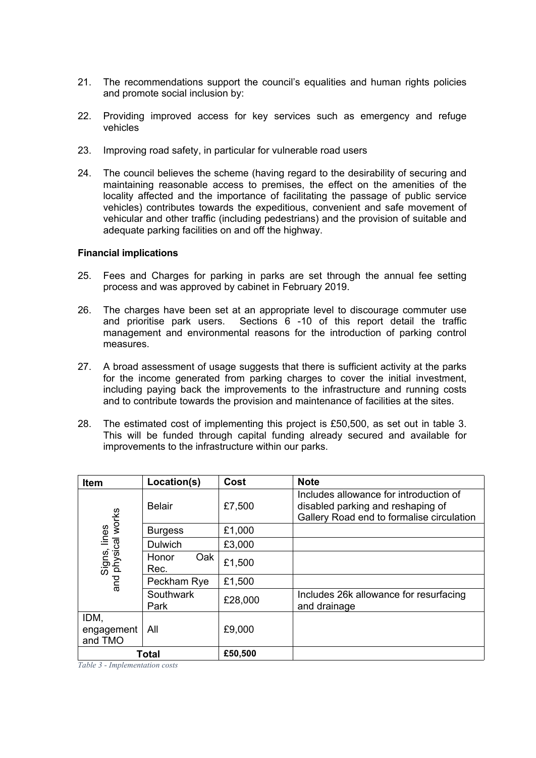21. The recommendations support the council's equalities and human rights policies and promote social inclusion by:

22. Providing improved access for key services such as emergency and refuge vehicles

23. Improving road safety, in particular for vulnerable road users

24. The council believes the scheme (having regard to the desirability of securing and maintaining reasonable access to premises, the effect on the amenities of the locality affected and the importance of facilitating the passage of public service vehicles) contributes towards the expeditious, convenient and safe movement of vehicular and other traffic (including pedestrians) and the provision of suitable and adequate parking facilities on and off the highway.

**Financial implications**

25. Fees and Charges for parking in parks are set through the annual fee setting process and was approved by cabinet in February 2019.

26. The charges have been set at an appropriate level to discourage commuter use and prioritise park users. Sections 6 -10 of this report detail the traffic management and environmental reasons for the introduction of parking control measures.

27. A broad assessment of usage suggests that there is sufficient activity at the parks for the income generated from parking charges to cover the initial investment, including paying back the improvements to the infrastructure and running costs and to contribute towards the provision and maintenance of facilities at the sites.

28. The estimated cost of implementing this project is £50,500, as set out in table 3. This will be funded through capital funding already secured and available for improvements to the infrastructure within our parks.

| Item | Location(s) | Cost | Note |
|---|---|---|---|
| Signs, lines and physical works | Belair | £7,500 | Includes allowance for introduction of disabled parking and reshaping of Gallery Road end to formalise circulation |
| | Burgess | £1,000 | |
| | Dulwich | £3,000 | |
| | Honor Oak Rec. | £1,500 | |
| | Peckham Rye | £1,500 | |
| | Southwark Park | £28,000 | Includes 26k allowance for resurfacing and drainage |
| IDM, engagement and TMO | All | £9,000 | |
| **Total** | | **£50,500** | |

*Table 3 - Implementation costs*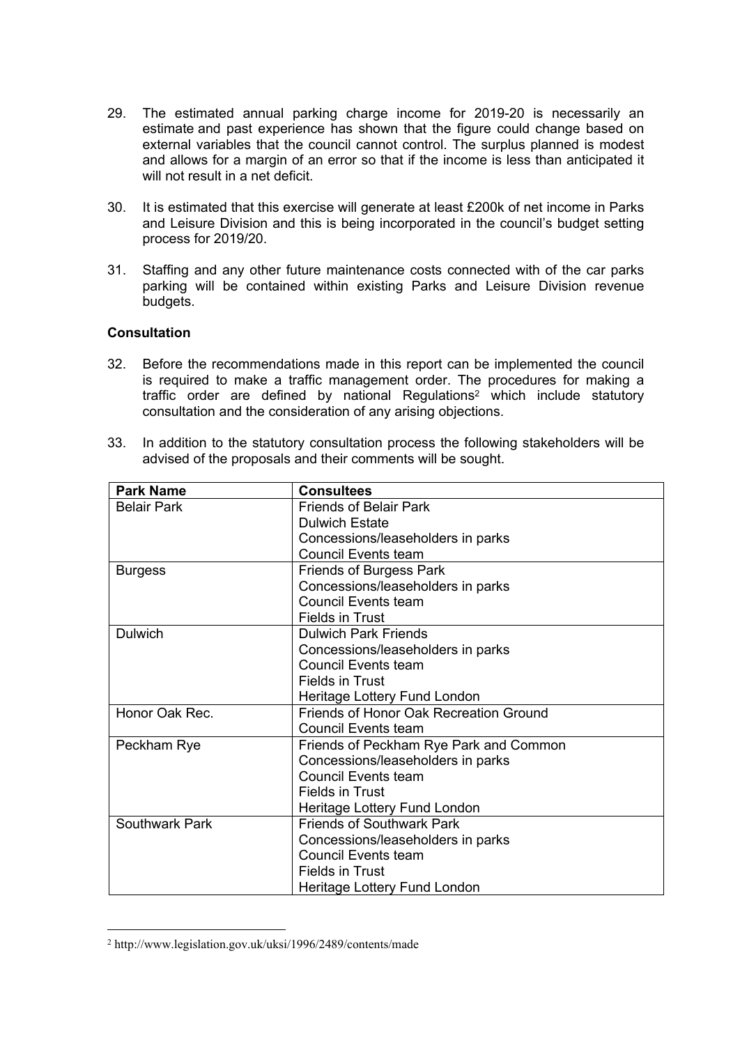29. The estimated annual parking charge income for 2019-20 is necessarily an estimate and past experience has shown that the figure could change based on external variables that the council cannot control. The surplus planned is modest and allows for a margin of an error so that if the income is less than anticipated it will not result in a net deficit.

30. It is estimated that this exercise will generate at least £200k of net income in Parks and Leisure Division and this is being incorporated in the council's budget setting process for 2019/20.

31. Staffing and any other future maintenance costs connected with of the car parks parking will be contained within existing Parks and Leisure Division revenue budgets.

**Consultation**

32. Before the recommendations made in this report can be implemented the council is required to make a traffic management order. The procedures for making a traffic order are defined by national Regulations[2] which include statutory consultation and the consideration of any arising objections.

33. In addition to the statutory consultation process the following stakeholders will be advised of the proposals and their comments will be sought.

| Park Name | Consultees |
|---|---|
| Belair Park | Friends of Belair Park<br>Dulwich Estate<br>Concessions/leaseholders in parks<br>Council Events team |
| Burgess | Friends of Burgess Park<br>Concessions/leaseholders in parks<br>Council Events team<br>Fields in Trust |
| Dulwich | Dulwich Park Friends<br>Concessions/leaseholders in parks<br>Council Events team<br>Fields in Trust<br>Heritage Lottery Fund London |
| Honor Oak Rec. | Friends of Honor Oak Recreation Ground<br>Council Events team |
| Peckham Rye | Friends of Peckham Rye Park and Common<br>Concessions/leaseholders in parks<br>Council Events team<br>Fields in Trust<br>Heritage Lottery Fund London |
| Southwark Park | Friends of Southwark Park<br>Concessions/leaseholders in parks<br>Council Events team<br>Fields in Trust<br>Heritage Lottery Fund London |

[2] http://www.legislation.gov.uk/uksi/1996/2489/contents/made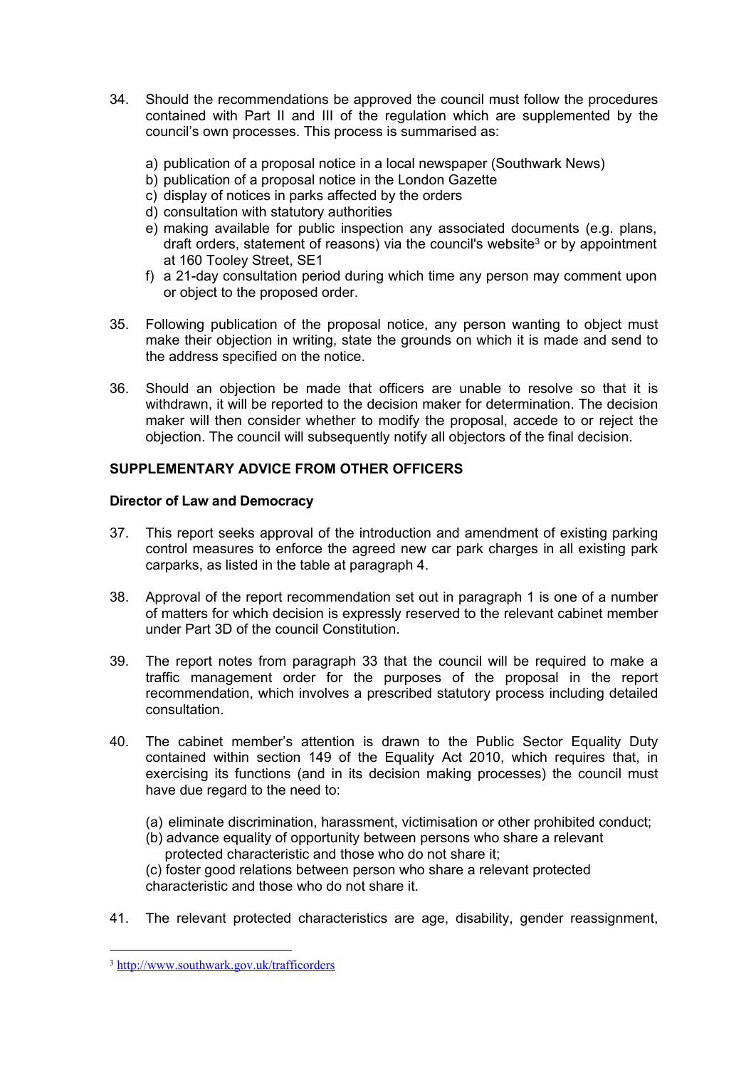34. Should the recommendations be approved the council must follow the procedures contained with Part II and III of the regulation which are supplemented by the council's own processes. This process is summarised as:

    a) publication of a proposal notice in a local newspaper (Southwark News)
    b) publication of a proposal notice in the London Gazette
    c) display of notices in parks affected by the orders
    d) consultation with statutory authorities
    e) making available for public inspection any associated documents (e.g. plans, draft orders, statement of reasons) via the council's website[3] or by appointment at 160 Tooley Street, SE1
    f) a 21-day consultation period during which time any person may comment upon or object to the proposed order.

35. Following publication of the proposal notice, any person wanting to object must make their objection in writing, state the grounds on which it is made and send to the address specified on the notice.

36. Should an objection be made that officers are unable to resolve so that it is withdrawn, it will be reported to the decision maker for determination. The decision maker will then consider whether to modify the proposal, accede to or reject the objection. The council will subsequently notify all objectors of the final decision.

## SUPPLEMENTARY ADVICE FROM OTHER OFFICERS

### Director of Law and Democracy

37. This report seeks approval of the introduction and amendment of existing parking control measures to enforce the agreed new car park charges in all existing park carparks, as listed in the table at paragraph 4.

38. Approval of the report recommendation set out in paragraph 1 is one of a number of matters for which decision is expressly reserved to the relevant cabinet member under Part 3D of the council Constitution.

39. The report notes from paragraph 33 that the council will be required to make a traffic management order for the purposes of the proposal in the report recommendation, which involves a prescribed statutory process including detailed consultation.

40. The cabinet member's attention is drawn to the Public Sector Equality Duty contained within section 149 of the Equality Act 2010, which requires that, in exercising its functions (and in its decision making processes) the council must have due regard to the need to:

    (a) eliminate discrimination, harassment, victimisation or other prohibited conduct;
    (b) advance equality of opportunity between persons who share a relevant protected characteristic and those who do not share it;
    (c) foster good relations between person who share a relevant protected characteristic and those who do not share it.

41. The relevant protected characteristics are age, disability, gender reassignment,

---

[3] http://www.southwark.gov.uk/trafficorders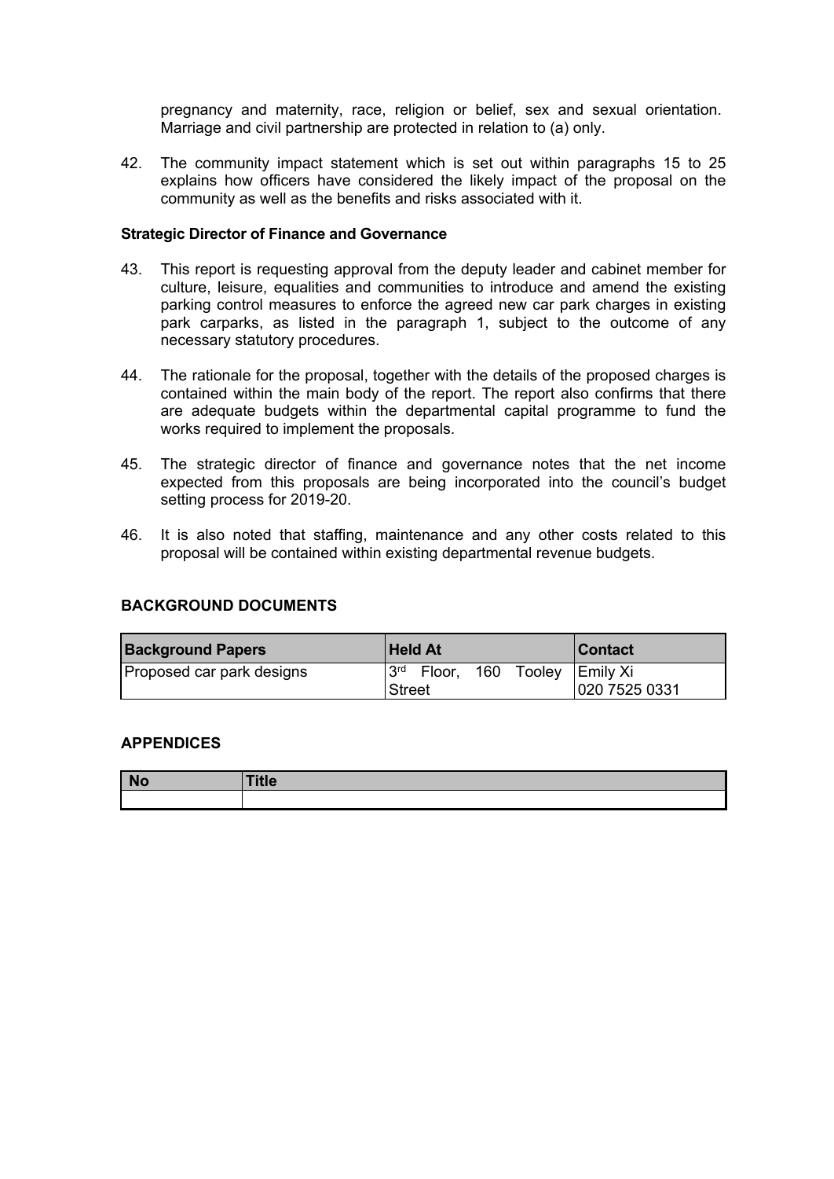pregnancy and maternity, race, religion or belief, sex and sexual orientation. Marriage and civil partnership are protected in relation to (a) only.

42. The community impact statement which is set out within paragraphs 15 to 25 explains how officers have considered the likely impact of the proposal on the community as well as the benefits and risks associated with it.

**Strategic Director of Finance and Governance**

43. This report is requesting approval from the deputy leader and cabinet member for culture, leisure, equalities and communities to introduce and amend the existing parking control measures to enforce the agreed new car park charges in existing park carparks, as listed in the paragraph 1, subject to the outcome of any necessary statutory procedures.

44. The rationale for the proposal, together with the details of the proposed charges is contained within the main body of the report. The report also confirms that there are adequate budgets within the departmental capital programme to fund the works required to implement the proposals.

45. The strategic director of finance and governance notes that the net income expected from this proposals are being incorporated into the council's budget setting process for 2019-20.

46. It is also noted that staffing, maintenance and any other costs related to this proposal will be contained within existing departmental revenue budgets.

## BACKGROUND DOCUMENTS

| Background Papers | Held At | Contact |
|---|---|---|
| Proposed car park designs | 3rd Floor, 160 Tooley Street | Emily Xi<br>020 7525 0331 |

## APPENDICES

| No | Title |
|---|---|
| | |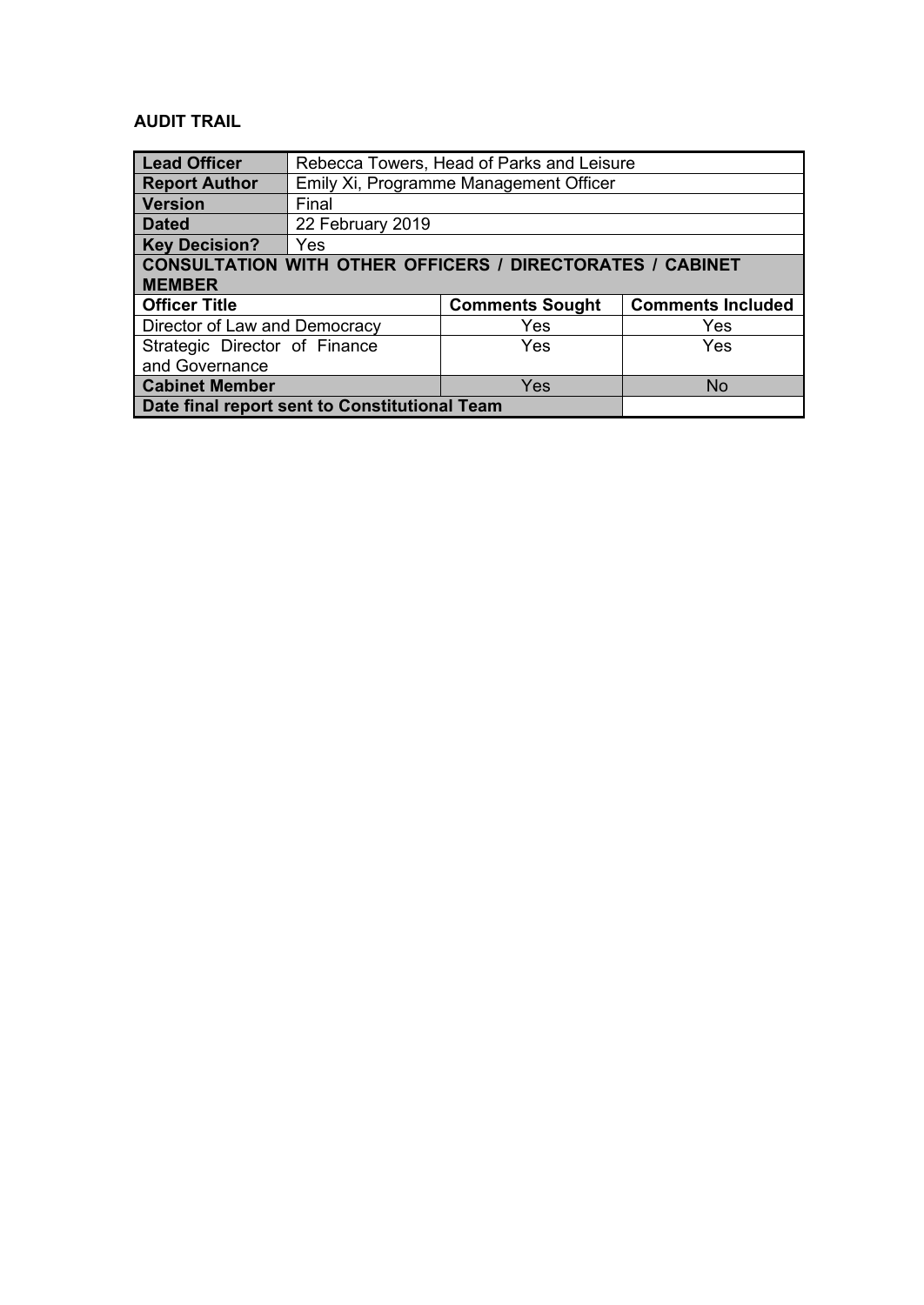**AUDIT TRAIL**

| | | | |
|---|---|---|---|
| **Lead Officer** | Rebecca Towers, Head of Parks and Leisure | | |
| **Report Author** | Emily Xi, Programme Management Officer | | |
| **Version** | Final | | |
| **Dated** | 22 February 2019 | | |
| **Key Decision?** | Yes | | |
| **CONSULTATION WITH OTHER OFFICERS / DIRECTORATES / CABINET MEMBER** | | | |
| **Officer Title** | | **Comments Sought** | **Comments Included** |
| Director of Law and Democracy | | Yes | Yes |
| Strategic Director of Finance and Governance | | Yes | Yes |
| **Cabinet Member** | | Yes | No |
| **Date final report sent to Constitutional Team** | | | |